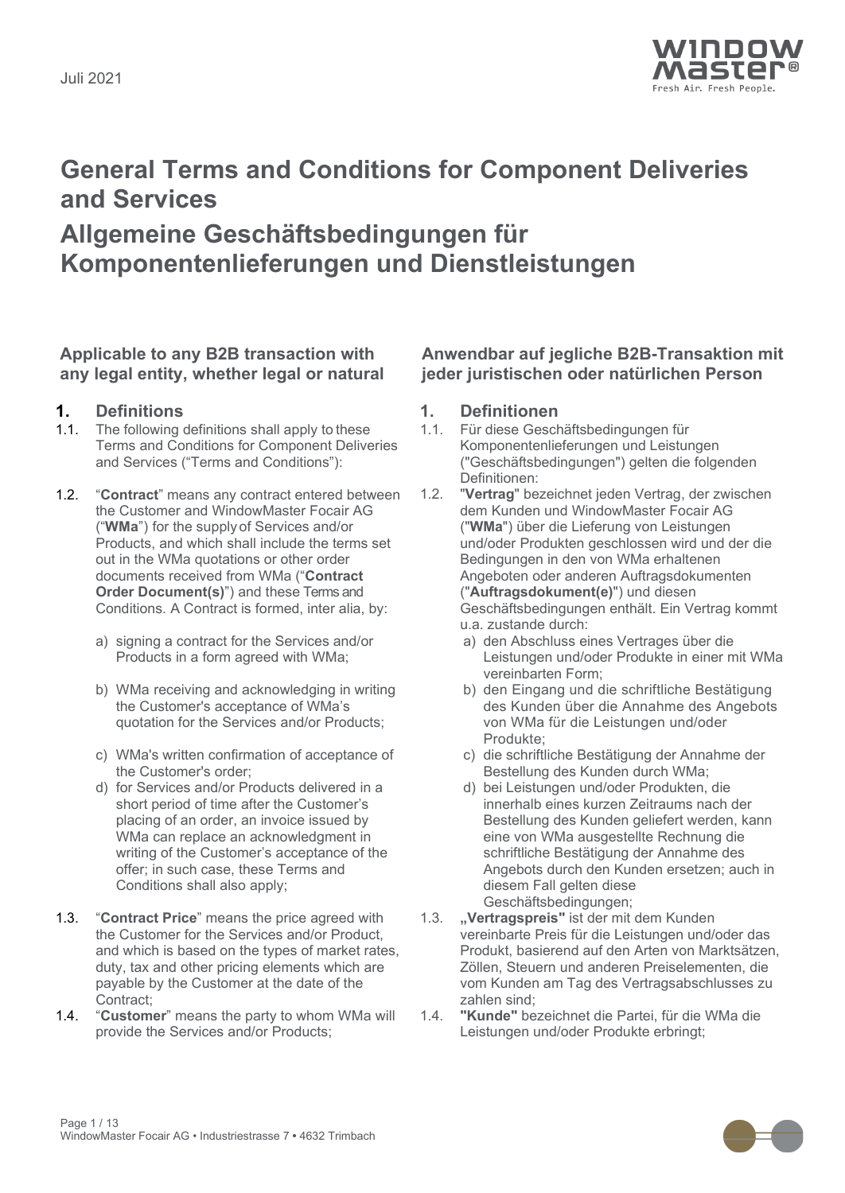Juli 2021

# General Terms and Conditions for Component Deliveries and Services

# Allgemeine Geschäftsbedingungen für Komponentenlieferungen und Dienstleistungen

### Applicable to any B2B transaction with any legal entity, whether legal or natural

## 1. Definitions

1.1. The following definitions shall apply to these Terms and Conditions for Component Deliveries and Services ("Terms and Conditions"):

1.2. "**Contract**" means any contract entered between the Customer and WindowMaster Focair AG ("**WMa**") for the supply of Services and/or Products, and which shall include the terms set out in the WMa quotations or other order documents received from WMa ("**Contract Order Document(s)**") and these Terms and Conditions. A Contract is formed, inter alia, by:

a) signing a contract for the Services and/or Products in a form agreed with WMa;

b) WMa receiving and acknowledging in writing the Customer's acceptance of WMa's quotation for the Services and/or Products;

c) WMa's written confirmation of acceptance of the Customer's order;

d) for Services and/or Products delivered in a short period of time after the Customer's placing of an order, an invoice issued by WMa can replace an acknowledgment in writing of the Customer's acceptance of the offer; in such case, these Terms and Conditions shall also apply;

1.3. "**Contract Price**" means the price agreed with the Customer for the Services and/or Product, and which is based on the types of market rates, duty, tax and other pricing elements which are payable by the Customer at the date of the Contract;

1.4. "**Customer**" means the party to whom WMa will provide the Services and/or Products;

### Anwendbar auf jegliche B2B-Transaktion mit jeder juristischen oder natürlichen Person

## 1. Definitionen

1.1. Für diese Geschäftsbedingungen für Komponentenlieferungen und Leistungen ("Geschäftsbedingungen") gelten die folgenden Definitionen:

1.2. "**Vertrag**" bezeichnet jeden Vertrag, der zwischen dem Kunden und WindowMaster Focair AG ("**WMa**") über die Lieferung von Leistungen und/oder Produkten geschlossen wird und der die Bedingungen in den von WMa erhaltenen Angeboten oder anderen Auftragsdokumenten ("**Auftragsdokument(e)**") und diesen Geschäftsbedingungen enthält. Ein Vertrag kommt u.a. zustande durch:

a) den Abschluss eines Vertrages über die Leistungen und/oder Produkte in einer mit WMa vereinbarten Form;

b) den Eingang und die schriftliche Bestätigung des Kunden über die Annahme des Angebots von WMa für die Leistungen und/oder Produkte;

c) die schriftliche Bestätigung der Annahme der Bestellung des Kunden durch WMa;

d) bei Leistungen und/oder Produkten, die innerhalb eines kurzen Zeitraums nach der Bestellung des Kunden geliefert werden, kann eine von WMa ausgestellte Rechnung die schriftliche Bestätigung der Annahme des Angebots durch den Kunden ersetzen; auch in diesem Fall gelten diese Geschäftsbedingungen;

1.3. **„Vertragspreis"** ist der mit dem Kunden vereinbarte Preis für die Leistungen und/oder das Produkt, basierend auf den Arten von Marktsätzen, Zöllen, Steuern und anderen Preiselementen, die vom Kunden am Tag des Vertragsabschlusses zu zahlen sind;

1.4. **"Kunde"** bezeichnet die Partei, für die WMa die Leistungen und/oder Produkte erbringt;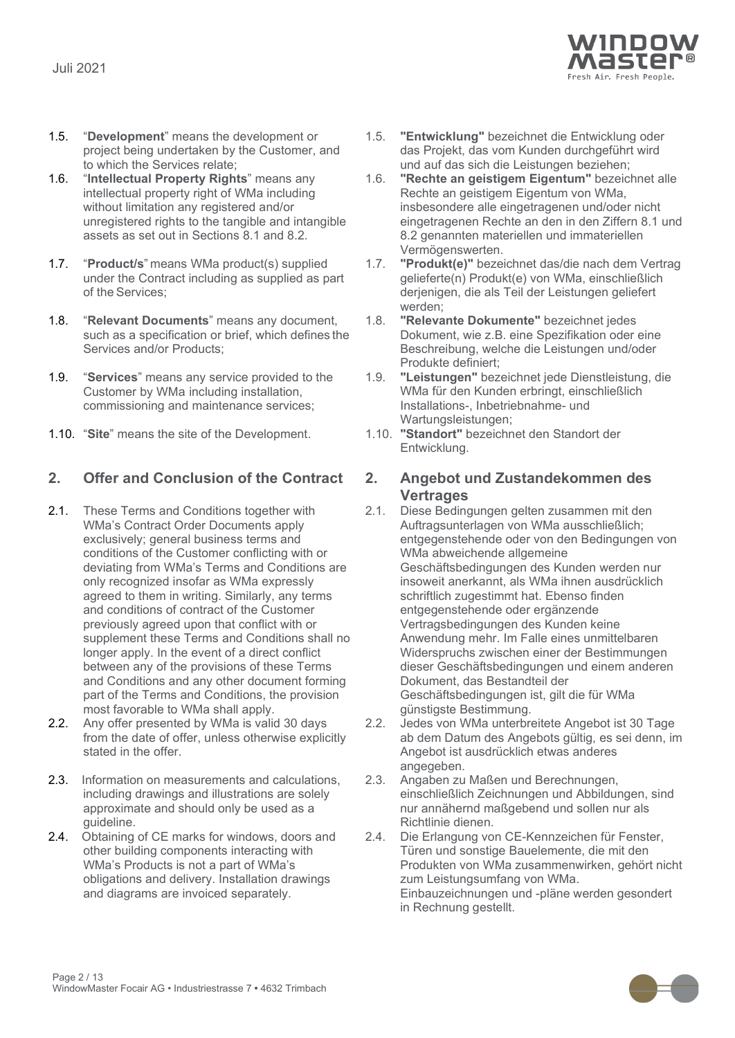1.5. "**Development**" means the development or project being undertaken by the Customer, and to which the Services relate;

1.6. "**Intellectual Property Rights**" means any intellectual property right of WMa including without limitation any registered and/or unregistered rights to the tangible and intangible assets as set out in Sections 8.1 and 8.2.

1.7. "**Product/s**" means WMa product(s) supplied under the Contract including as supplied as part of the Services;

1.8. "**Relevant Documents**" means any document, such as a specification or brief, which defines the Services and/or Products;

1.9. "**Services**" means any service provided to the Customer by WMa including installation, commissioning and maintenance services;

1.10. "**Site**" means the site of the Development.

## 2. Offer and Conclusion of the Contract

2.1. These Terms and Conditions together with WMa's Contract Order Documents apply exclusively; general business terms and conditions of the Customer conflicting with or deviating from WMa's Terms and Conditions are only recognized insofar as WMa expressly agreed to them in writing. Similarly, any terms and conditions of contract of the Customer previously agreed upon that conflict with or supplement these Terms and Conditions shall no longer apply. In the event of a direct conflict between any of the provisions of these Terms and Conditions and any other document forming part of the Terms and Conditions, the provision most favorable to WMa shall apply.

2.2. Any offer presented by WMa is valid 30 days from the date of offer, unless otherwise explicitly stated in the offer.

2.3. Information on measurements and calculations, including drawings and illustrations are solely approximate and should only be used as a guideline.

2.4. Obtaining of CE marks for windows, doors and other building components interacting with WMa's Products is not a part of WMa's obligations and delivery. Installation drawings and diagrams are invoiced separately.

1.5. **"Entwicklung"** bezeichnet die Entwicklung oder das Projekt, das vom Kunden durchgeführt wird und auf das sich die Leistungen beziehen;

1.6. **"Rechte an geistigem Eigentum"** bezeichnet alle Rechte an geistigem Eigentum von WMa, insbesondere alle eingetragenen und/oder nicht eingetragenen Rechte an den in den Ziffern 8.1 und 8.2 genannten materiellen und immateriellen Vermögenswerten.

1.7. **"Produkt(e)"** bezeichnet das/die nach dem Vertrag gelieferte(n) Produkt(e) von WMa, einschließlich derjenigen, die als Teil der Leistungen geliefert werden;

1.8. **"Relevante Dokumente"** bezeichnet jedes Dokument, wie z.B. eine Spezifikation oder eine Beschreibung, welche die Leistungen und/oder Produkte definiert;

1.9. **"Leistungen"** bezeichnet jede Dienstleistung, die WMa für den Kunden erbringt, einschließlich Installations-, Inbetriebnahme- und Wartungsleistungen;

1.10. **"Standort"** bezeichnet den Standort der Entwicklung.

## 2. Angebot und Zustandekommen des Vertrages

2.1. Diese Bedingungen gelten zusammen mit den Auftragsunterlagen von WMa ausschließlich; entgegenstehende oder von den Bedingungen von WMa abweichende allgemeine Geschäftsbedingungen des Kunden werden nur insoweit anerkannt, als WMa ihnen ausdrücklich schriftlich zugestimmt hat. Ebenso finden entgegenstehende oder ergänzende Vertragsbedingungen des Kunden keine Anwendung mehr. Im Falle eines unmittelbaren Widerspruchs zwischen einer der Bestimmungen dieser Geschäftsbedingungen und einem anderen Dokument, das Bestandteil der Geschäftsbedingungen ist, gilt die für WMa günstigste Bestimmung.

2.2. Jedes von WMa unterbreitete Angebot ist 30 Tage ab dem Datum des Angebots gültig, es sei denn, im Angebot ist ausdrücklich etwas anderes angegeben.

2.3. Angaben zu Maßen und Berechnungen, einschließlich Zeichnungen und Abbildungen, sind nur annähernd maßgebend und sollen nur als Richtlinie dienen.

2.4. Die Erlangung von CE-Kennzeichen für Fenster, Türen und sonstige Bauelemente, die mit den Produkten von WMa zusammenwirken, gehört nicht zum Leistungsumfang von WMa. Einbauzeichnungen und -pläne werden gesondert in Rechnung gestellt.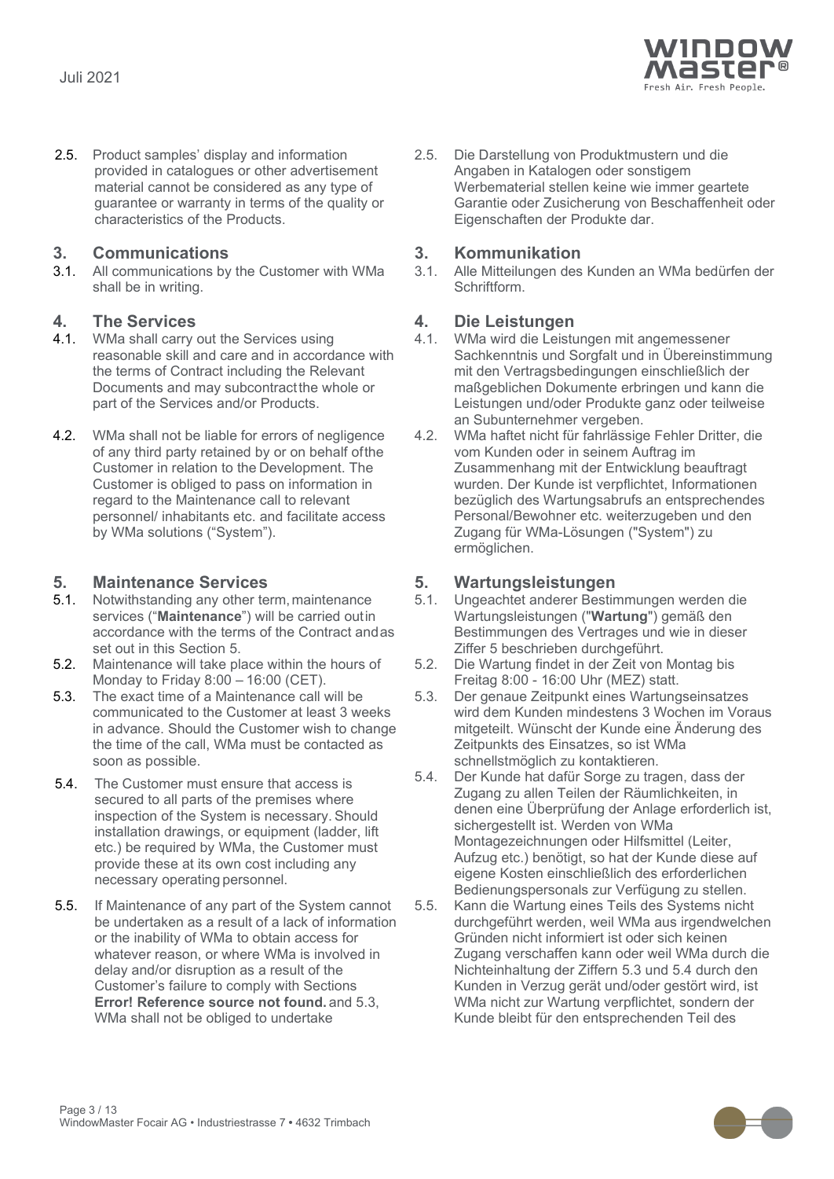2.5. Product samples' display and information provided in catalogues or other advertisement material cannot be considered as any type of guarantee or warranty in terms of the quality or characteristics of the Products.

2.5. Die Darstellung von Produktmustern und die Angaben in Katalogen oder sonstigem Werbematerial stellen keine wie immer geartete Garantie oder Zusicherung von Beschaffenheit oder Eigenschaften der Produkte dar.

## 3. Communications

3.1. All communications by the Customer with WMa shall be in writing.

## 3. Kommunikation

3.1. Alle Mitteilungen des Kunden an WMa bedürfen der Schriftform.

## 4. The Services

4.1. WMa shall carry out the Services using reasonable skill and care and in accordance with the terms of Contract including the Relevant Documents and may subcontract the whole or part of the Services and/or Products.

4.2. WMa shall not be liable for errors of negligence of any third party retained by or on behalf of the Customer in relation to the Development. The Customer is obliged to pass on information in regard to the Maintenance call to relevant personnel/ inhabitants etc. and facilitate access by WMa solutions ("System").

## 4. Die Leistungen

4.1. WMa wird die Leistungen mit angemessener Sachkenntnis und Sorgfalt und in Übereinstimmung mit den Vertragsbedingungen einschließlich der maßgeblichen Dokumente erbringen und kann die Leistungen und/oder Produkte ganz oder teilweise an Subunternehmer vergeben.

4.2. WMa haftet nicht für fahrlässige Fehler Dritter, die vom Kunden oder in seinem Auftrag im Zusammenhang mit der Entwicklung beauftragt wurden. Der Kunde ist verpflichtet, Informationen bezüglich des Wartungsabrufs an entsprechendes Personal/Bewohner etc. weiterzugeben und den Zugang für WMa-Lösungen ("System") zu ermöglichen.

## 5. Maintenance Services

5.1. Notwithstanding any other term, maintenance services ("**Maintenance**") will be carried out in accordance with the terms of the Contract and as set out in this Section 5.

5.2. Maintenance will take place within the hours of Monday to Friday 8:00 – 16:00 (CET).

5.3. The exact time of a Maintenance call will be communicated to the Customer at least 3 weeks in advance. Should the Customer wish to change the time of the call, WMa must be contacted as soon as possible.

5.4. The Customer must ensure that access is secured to all parts of the premises where inspection of the System is necessary. Should installation drawings, or equipment (ladder, lift etc.) be required by WMa, the Customer must provide these at its own cost including any necessary operating personnel.

5.5. If Maintenance of any part of the System cannot be undertaken as a result of a lack of information or the inability of WMa to obtain access for whatever reason, or where WMa is involved in delay and/or disruption as a result of the Customer's failure to comply with Sections **Error! Reference source not found.** and 5.3, WMa shall not be obliged to undertake

## 5. Wartungsleistungen

5.1. Ungeachtet anderer Bestimmungen werden die Wartungsleistungen ("**Wartung**") gemäß den Bestimmungen des Vertrages und wie in dieser Ziffer 5 beschrieben durchgeführt.

5.2. Die Wartung findet in der Zeit von Montag bis Freitag 8:00 - 16:00 Uhr (MEZ) statt.

5.3. Der genaue Zeitpunkt eines Wartungseinsatzes wird dem Kunden mindestens 3 Wochen im Voraus mitgeteilt. Wünscht der Kunde eine Änderung des Zeitpunkts des Einsatzes, so ist WMa schnellstmöglich zu kontaktieren.

5.4. Der Kunde hat dafür Sorge zu tragen, dass der Zugang zu allen Teilen der Räumlichkeiten, in denen eine Überprüfung der Anlage erforderlich ist, sichergestellt ist. Werden von WMa Montagezeichnungen oder Hilfsmittel (Leiter, Aufzug etc.) benötigt, so hat der Kunde diese auf eigene Kosten einschließlich des erforderlichen Bedienungspersonals zur Verfügung zu stellen.

5.5. Kann die Wartung eines Teils des Systems nicht durchgeführt werden, weil WMa aus irgendwelchen Gründen nicht informiert ist oder sich keinen Zugang verschaffen kann oder weil WMa durch die Nichteinhaltung der Ziffern 5.3 und 5.4 durch den Kunden in Verzug gerät und/oder gestört wird, ist WMa nicht zur Wartung verpflichtet, sondern der Kunde bleibt für den entsprechenden Teil des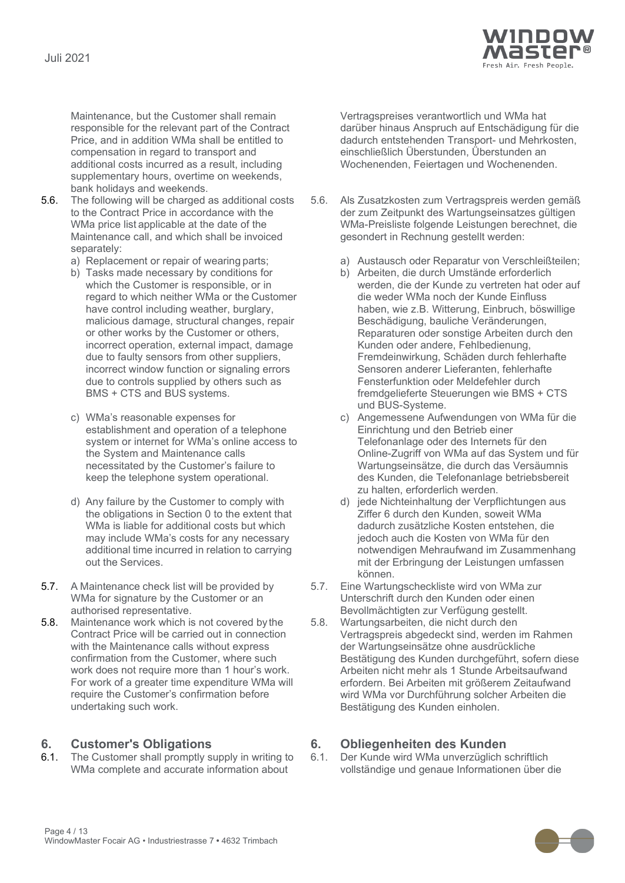Maintenance, but the Customer shall remain responsible for the relevant part of the Contract Price, and in addition WMa shall be entitled to compensation in regard to transport and additional costs incurred as a result, including supplementary hours, overtime on weekends, bank holidays and weekends.

5.6. The following will be charged as additional costs to the Contract Price in accordance with the WMa price list applicable at the date of the Maintenance call, and which shall be invoiced separately:

a) Replacement or repair of wearing parts;
b) Tasks made necessary by conditions for which the Customer is responsible, or in regard to which neither WMa or the Customer have control including weather, burglary, malicious damage, structural changes, repair or other works by the Customer or others, incorrect operation, external impact, damage due to faulty sensors from other suppliers, incorrect window function or signaling errors due to controls supplied by others such as BMS + CTS and BUS systems.
c) WMa's reasonable expenses for establishment and operation of a telephone system or internet for WMa's online access to the System and Maintenance calls necessitated by the Customer's failure to keep the telephone system operational.
d) Any failure by the Customer to comply with the obligations in Section 0 to the extent that WMa is liable for additional costs but which may include WMa's costs for any necessary additional time incurred in relation to carrying out the Services.

5.7. A Maintenance check list will be provided by WMa for signature by the Customer or an authorised representative.

5.8. Maintenance work which is not covered by the Contract Price will be carried out in connection with the Maintenance calls without express confirmation from the Customer, where such work does not require more than 1 hour's work. For work of a greater time expenditure WMa will require the Customer's confirmation before undertaking such work.

## 6. Customer's Obligations

6.1. The Customer shall promptly supply in writing to WMa complete and accurate information about

Vertragspreises verantwortlich und WMa hat darüber hinaus Anspruch auf Entschädigung für die dadurch entstehenden Transport- und Mehrkosten, einschließlich Überstunden, Überstunden an Wochenenden, Feiertagen und Wochenenden.

5.6. Als Zusatzkosten zum Vertragspreis werden gemäß der zum Zeitpunkt des Wartungseinsatzes gültigen WMa-Preisliste folgende Leistungen berechnet, die gesondert in Rechnung gestellt werden:

a) Austausch oder Reparatur von Verschleißteilen;
b) Arbeiten, die durch Umstände erforderlich werden, die der Kunde zu vertreten hat oder auf die weder WMa noch der Kunde Einfluss haben, wie z.B. Witterung, Einbruch, böswillige Beschädigung, bauliche Veränderungen, Reparaturen oder sonstige Arbeiten durch den Kunden oder andere, Fehlbedienung, Fremdeinwirkung, Schäden durch fehlerhafte Sensoren anderer Lieferanten, fehlerhafte Fensterfunktion oder Meldefehler durch fremdgelieferte Steuerungen wie BMS + CTS und BUS-Systeme.
c) Angemessene Aufwendungen von WMa für die Einrichtung und den Betrieb einer Telefonanlage oder des Internets für den Online-Zugriff von WMa auf das System und für Wartungseinsätze, die durch das Versäumnis des Kunden, die Telefonanlage betriebsbereit zu halten, erforderlich werden.
d) jede Nichteinhaltung der Verpflichtungen aus Ziffer 6 durch den Kunden, soweit WMa dadurch zusätzliche Kosten entstehen, die jedoch auch die Kosten von WMa für den notwendigen Mehraufwand im Zusammenhang mit der Erbringung der Leistungen umfassen können.

5.7. Eine Wartungscheckliste wird von WMa zur Unterschrift durch den Kunden oder einen Bevollmächtigten zur Verfügung gestellt.

5.8. Wartungsarbeiten, die nicht durch den Vertragspreis abgedeckt sind, werden im Rahmen der Wartungseinsätze ohne ausdrückliche Bestätigung des Kunden durchgeführt, sofern diese Arbeiten nicht mehr als 1 Stunde Arbeitsaufwand erfordern. Bei Arbeiten mit größerem Zeitaufwand wird WMa vor Durchführung solcher Arbeiten die Bestätigung des Kunden einholen.

## 6. Obliegenheiten des Kunden

6.1. Der Kunde wird WMa unverzüglich schriftlich vollständige und genaue Informationen über die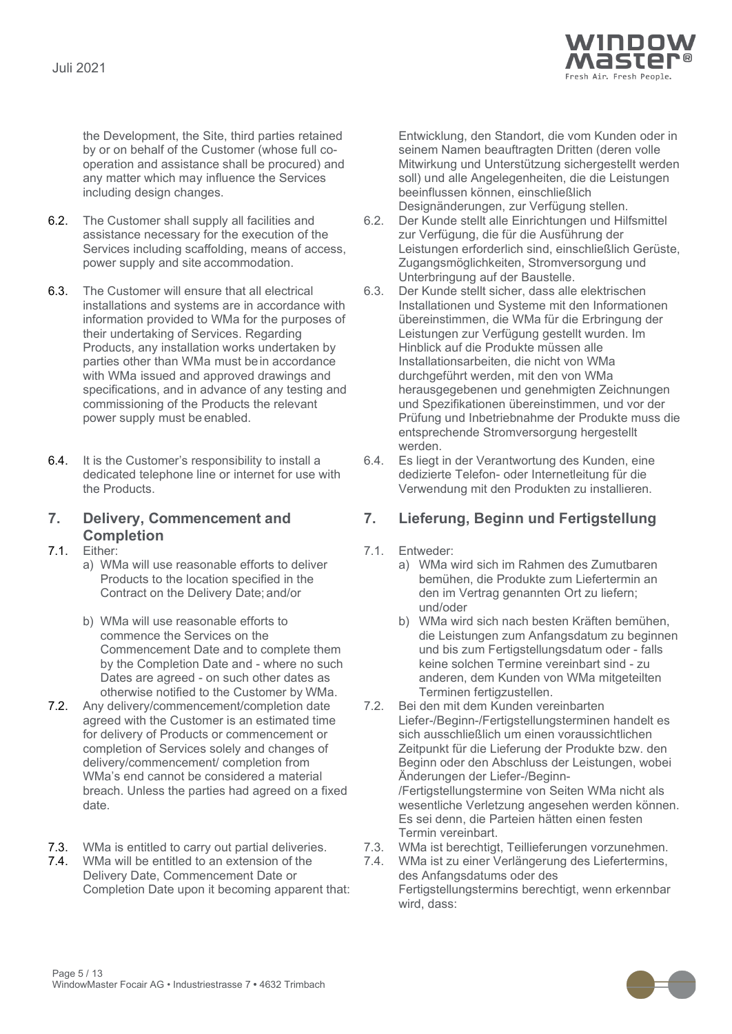the Development, the Site, third parties retained by or on behalf of the Customer (whose full co-operation and assistance shall be procured) and any matter which may influence the Services including design changes.

6.2. The Customer shall supply all facilities and assistance necessary for the execution of the Services including scaffolding, means of access, power supply and site accommodation.

6.3. The Customer will ensure that all electrical installations and systems are in accordance with information provided to WMa for the purposes of their undertaking of Services. Regarding Products, any installation works undertaken by parties other than WMa must be in accordance with WMa issued and approved drawings and specifications, and in advance of any testing and commissioning of the Products the relevant power supply must be enabled.

6.4. It is the Customer's responsibility to install a dedicated telephone line or internet for use with the Products.

## 7. Delivery, Commencement and Completion

7.1. Either:

a) WMa will use reasonable efforts to deliver Products to the location specified in the Contract on the Delivery Date; and/or

b) WMa will use reasonable efforts to commence the Services on the Commencement Date and to complete them by the Completion Date and - where no such Dates are agreed - on such other dates as otherwise notified to the Customer by WMa.

7.2. Any delivery/commencement/completion date agreed with the Customer is an estimated time for delivery of Products or commencement or completion of Services solely and changes of delivery/commencement/ completion from WMa's end cannot be considered a material breach. Unless the parties had agreed on a fixed date.

7.3. WMa is entitled to carry out partial deliveries.

7.4. WMa will be entitled to an extension of the Delivery Date, Commencement Date or Completion Date upon it becoming apparent that:

Entwicklung, den Standort, die vom Kunden oder in seinem Namen beauftragten Dritten (deren volle Mitwirkung und Unterstützung sichergestellt werden soll) und alle Angelegenheiten, die die Leistungen beeinflussen können, einschließlich Designänderungen, zur Verfügung stellen.

6.2. Der Kunde stellt alle Einrichtungen und Hilfsmittel zur Verfügung, die für die Ausführung der Leistungen erforderlich sind, einschließlich Gerüste, Zugangsmöglichkeiten, Stromversorgung und Unterbringung auf der Baustelle.

6.3. Der Kunde stellt sicher, dass alle elektrischen Installationen und Systeme mit den Informationen übereinstimmen, die WMa für die Erbringung der Leistungen zur Verfügung gestellt wurden. Im Hinblick auf die Produkte müssen alle Installationsarbeiten, die nicht von WMa durchgeführt werden, mit den von WMa herausgegebenen und genehmigten Zeichnungen und Spezifikationen übereinstimmen, und vor der Prüfung und Inbetriebnahme der Produkte muss die entsprechende Stromversorgung hergestellt werden.

6.4. Es liegt in der Verantwortung des Kunden, eine dedizierte Telefon- oder Internetleitung für die Verwendung mit den Produkten zu installieren.

## 7. Lieferung, Beginn und Fertigstellung

7.1. Entweder:

a) WMa wird sich im Rahmen des Zumutbaren bemühen, die Produkte zum Liefertermin an den im Vertrag genannten Ort zu liefern; und/oder

b) WMa wird sich nach besten Kräften bemühen, die Leistungen zum Anfangsdatum zu beginnen und bis zum Fertigstellungsdatum oder - falls keine solchen Termine vereinbart sind - zu anderen, dem Kunden von WMa mitgeteilten Terminen fertigzustellen.

7.2. Bei den mit dem Kunden vereinbarten Liefer-/Beginn-/Fertigstellungsterminen handelt es sich ausschließlich um einen voraussichtlichen Zeitpunkt für die Lieferung der Produkte bzw. den Beginn oder den Abschluss der Leistungen, wobei Änderungen der Liefer-/Beginn-/Fertigstellungstermine von Seiten WMa nicht als wesentliche Verletzung angesehen werden können. Es sei denn, die Parteien hätten einen festen Termin vereinbart.

7.3. WMa ist berechtigt, Teillieferungen vorzunehmen.

7.4. WMa ist zu einer Verlängerung des Liefertermins, des Anfangsdatums oder des Fertigstellungstermins berechtigt, wenn erkennbar wird, dass: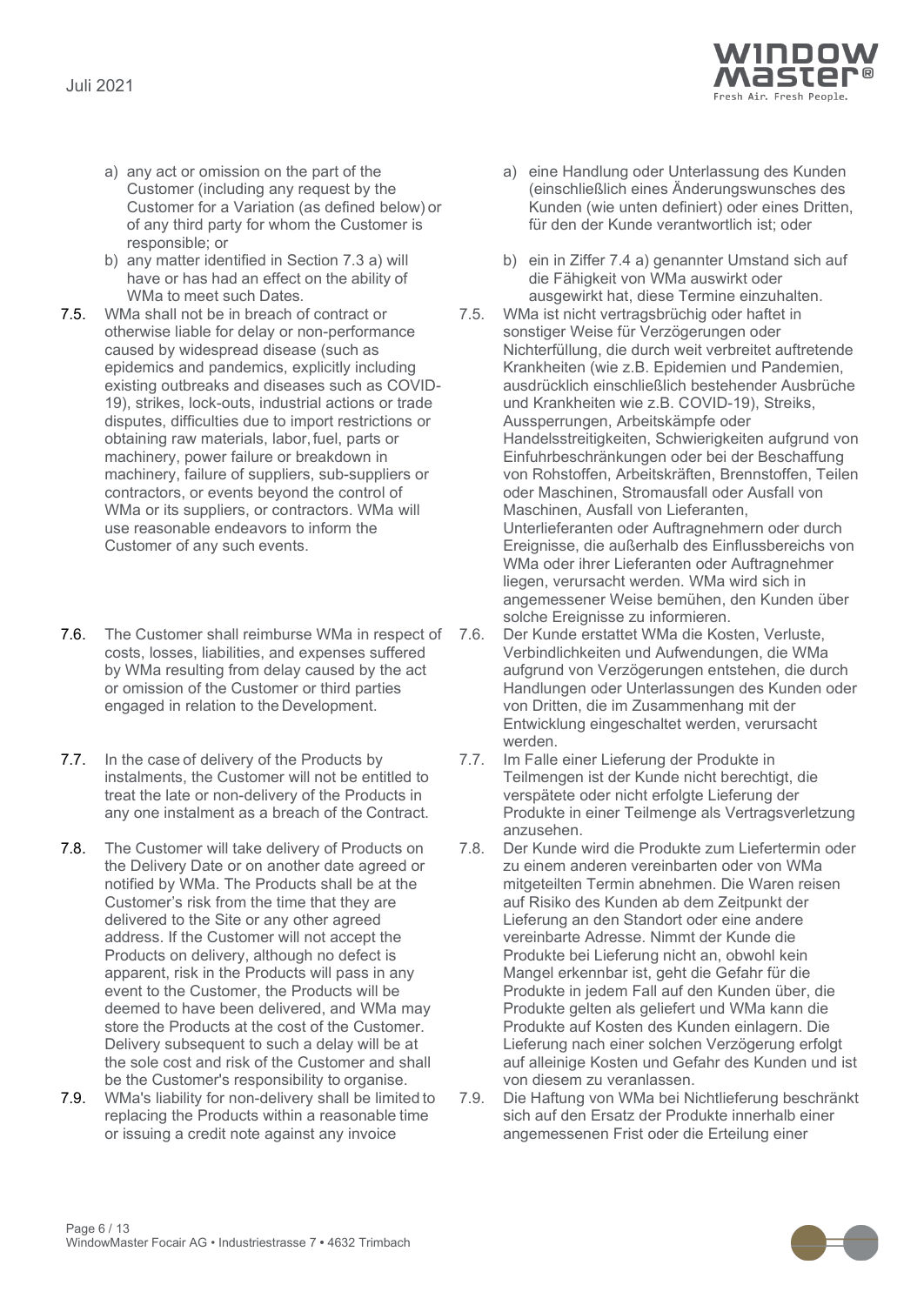a) any act or omission on the part of the Customer (including any request by the Customer for a Variation (as defined below) or of any third party for whom the Customer is responsible; or

b) any matter identified in Section 7.3 a) will have or has had an effect on the ability of WMa to meet such Dates.

7.5. WMa shall not be in breach of contract or otherwise liable for delay or non-performance caused by widespread disease (such as epidemics and pandemics, explicitly including existing outbreaks and diseases such as COVID-19), strikes, lock-outs, industrial actions or trade disputes, difficulties due to import restrictions or obtaining raw materials, labor, fuel, parts or machinery, power failure or breakdown in machinery, failure of suppliers, sub-suppliers or contractors, or events beyond the control of WMa or its suppliers, or contractors. WMa will use reasonable endeavors to inform the Customer of any such events.

7.6. The Customer shall reimburse WMa in respect of costs, losses, liabilities, and expenses suffered by WMa resulting from delay caused by the act or omission of the Customer or third parties engaged in relation to the Development.

7.7. In the case of delivery of the Products by instalments, the Customer will not be entitled to treat the late or non-delivery of the Products in any one instalment as a breach of the Contract.

7.8. The Customer will take delivery of Products on the Delivery Date or on another date agreed or notified by WMa. The Products shall be at the Customer's risk from the time that they are delivered to the Site or any other agreed address. If the Customer will not accept the Products on delivery, although no defect is apparent, risk in the Products will pass in any event to the Customer, the Products will be deemed to have been delivered, and WMa may store the Products at the cost of the Customer. Delivery subsequent to such a delay will be at the sole cost and risk of the Customer and shall be the Customer's responsibility to organise.

7.9. WMa's liability for non-delivery shall be limited to replacing the Products within a reasonable time or issuing a credit note against any invoice

a) eine Handlung oder Unterlassung des Kunden (einschließlich eines Änderungswunsches des Kunden (wie unten definiert) oder eines Dritten, für den der Kunde verantwortlich ist; oder

b) ein in Ziffer 7.4 a) genannter Umstand sich auf die Fähigkeit von WMa auswirkt oder ausgewirkt hat, diese Termine einzuhalten.

7.5. WMa ist nicht vertragsbrüchig oder haftet in sonstiger Weise für Verzögerungen oder Nichterfüllung, die durch weit verbreitet auftretende Krankheiten (wie z.B. Epidemien und Pandemien, ausdrücklich einschließlich bestehender Ausbrüche und Krankheiten wie z.B. COVID-19), Streiks, Aussperrungen, Arbeitskämpfe oder Handelsstreitigkeiten, Schwierigkeiten aufgrund von Einfuhrbeschränkungen oder bei der Beschaffung von Rohstoffen, Arbeitskräften, Brennstoffen, Teilen oder Maschinen, Stromausfall oder Ausfall von Maschinen, Ausfall von Lieferanten, Unterlieferanten oder Auftragnehmern oder durch Ereignisse, die außerhalb des Einflussbereichs von WMa oder ihrer Lieferanten oder Auftragnehmer liegen, verursacht werden. WMa wird sich in angemessener Weise bemühen, den Kunden über solche Ereignisse zu informieren.

7.6. Der Kunde erstattet WMa die Kosten, Verluste, Verbindlichkeiten und Aufwendungen, die WMa aufgrund von Verzögerungen entstehen, die durch Handlungen oder Unterlassungen des Kunden oder von Dritten, die im Zusammenhang mit der Entwicklung eingeschaltet werden, verursacht werden.

7.7. Im Falle einer Lieferung der Produkte in Teilmengen ist der Kunde nicht berechtigt, die verspätete oder nicht erfolgte Lieferung der Produkte in einer Teilmenge als Vertragsverletzung anzusehen.

7.8. Der Kunde wird die Produkte zum Liefertermin oder zu einem anderen vereinbarten oder von WMa mitgeteilten Termin abnehmen. Die Waren reisen auf Risiko des Kunden ab dem Zeitpunkt der Lieferung an den Standort oder eine andere vereinbarte Adresse. Nimmt der Kunde die Produkte bei Lieferung nicht an, obwohl kein Mangel erkennbar ist, geht die Gefahr für die Produkte in jedem Fall auf den Kunden über, die Produkte gelten als geliefert und WMa kann die Produkte auf Kosten des Kunden einlagern. Die Lieferung nach einer solchen Verzögerung erfolgt auf alleinige Kosten und Gefahr des Kunden und ist von diesem zu veranlassen.

7.9. Die Haftung von WMa bei Nichtlieferung beschränkt sich auf den Ersatz der Produkte innerhalb einer angemessenen Frist oder die Erteilung einer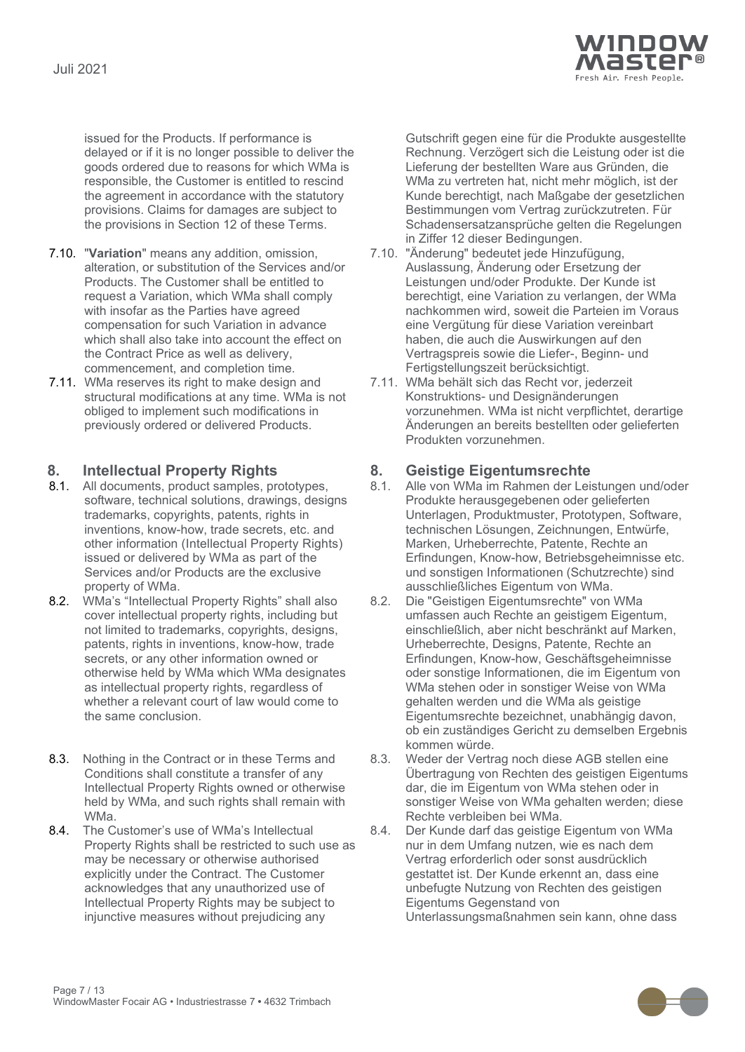issued for the Products. If performance is delayed or if it is no longer possible to deliver the goods ordered due to reasons for which WMa is responsible, the Customer is entitled to rescind the agreement in accordance with the statutory provisions. Claims for damages are subject to the provisions in Section 12 of these Terms.

7.10. "**Variation**" means any addition, omission, alteration, or substitution of the Services and/or Products. The Customer shall be entitled to request a Variation, which WMa shall comply with insofar as the Parties have agreed compensation for such Variation in advance which shall also take into account the effect on the Contract Price as well as delivery, commencement, and completion time.

7.11. WMa reserves its right to make design and structural modifications at any time. WMa is not obliged to implement such modifications in previously ordered or delivered Products.

## 8. Intellectual Property Rights

8.1. All documents, product samples, prototypes, software, technical solutions, drawings, designs trademarks, copyrights, patents, rights in inventions, know-how, trade secrets, etc. and other information (Intellectual Property Rights) issued or delivered by WMa as part of the Services and/or Products are the exclusive property of WMa.

8.2. WMa's "Intellectual Property Rights" shall also cover intellectual property rights, including but not limited to trademarks, copyrights, designs, patents, rights in inventions, know-how, trade secrets, or any other information owned or otherwise held by WMa which WMa designates as intellectual property rights, regardless of whether a relevant court of law would come to the same conclusion.

8.3. Nothing in the Contract or in these Terms and Conditions shall constitute a transfer of any Intellectual Property Rights owned or otherwise held by WMa, and such rights shall remain with WMa.

8.4. The Customer's use of WMa's Intellectual Property Rights shall be restricted to such use as may be necessary or otherwise authorised explicitly under the Contract. The Customer acknowledges that any unauthorized use of Intellectual Property Rights may be subject to injunctive measures without prejudicing any

Gutschrift gegen eine für die Produkte ausgestellte Rechnung. Verzögert sich die Leistung oder ist die Lieferung der bestellten Ware aus Gründen, die WMa zu vertreten hat, nicht mehr möglich, ist der Kunde berechtigt, nach Maßgabe der gesetzlichen Bestimmungen vom Vertrag zurückzutreten. Für Schadensersatzansprüche gelten die Regelungen in Ziffer 12 dieser Bedingungen.

7.10. "Änderung" bedeutet jede Hinzufügung, Auslassung, Änderung oder Ersetzung der Leistungen und/oder Produkte. Der Kunde ist berechtigt, eine Variation zu verlangen, der WMa nachkommen wird, soweit die Parteien im Voraus eine Vergütung für diese Variation vereinbart haben, die auch die Auswirkungen auf den Vertragspreis sowie die Liefer-, Beginn- und Fertigstellungszeit berücksichtigt.

7.11. WMa behält sich das Recht vor, jederzeit Konstruktions- und Designänderungen vorzunehmen. WMa ist nicht verpflichtet, derartige Änderungen an bereits bestellten oder gelieferten Produkten vorzunehmen.

## 8. Geistige Eigentumsrechte

8.1. Alle von WMa im Rahmen der Leistungen und/oder Produkte herausgegebenen oder gelieferten Unterlagen, Produktmuster, Prototypen, Software, technischen Lösungen, Zeichnungen, Entwürfe, Marken, Urheberrechte, Patente, Rechte an Erfindungen, Know-how, Betriebsgeheimnisse etc. und sonstigen Informationen (Schutzrechte) sind ausschließliches Eigentum von WMa.

8.2. Die "Geistigen Eigentumsrechte" von WMa umfassen auch Rechte an geistigem Eigentum, einschließlich, aber nicht beschränkt auf Marken, Urheberrechte, Designs, Patente, Rechte an Erfindungen, Know-how, Geschäftsgeheimnisse oder sonstige Informationen, die im Eigentum von WMa stehen oder in sonstiger Weise von WMa gehalten werden und die WMa als geistige Eigentumsrechte bezeichnet, unabhängig davon, ob ein zuständiges Gericht zu demselben Ergebnis kommen würde.

8.3. Weder der Vertrag noch diese AGB stellen eine Übertragung von Rechten des geistigen Eigentums dar, die im Eigentum von WMa stehen oder in sonstiger Weise von WMa gehalten werden; diese Rechte verbleiben bei WMa.

8.4. Der Kunde darf das geistige Eigentum von WMa nur in dem Umfang nutzen, wie es nach dem Vertrag erforderlich oder sonst ausdrücklich gestattet ist. Der Kunde erkennt an, dass eine unbefugte Nutzung von Rechten des geistigen Eigentums Gegenstand von Unterlassungsmaßnahmen sein kann, ohne dass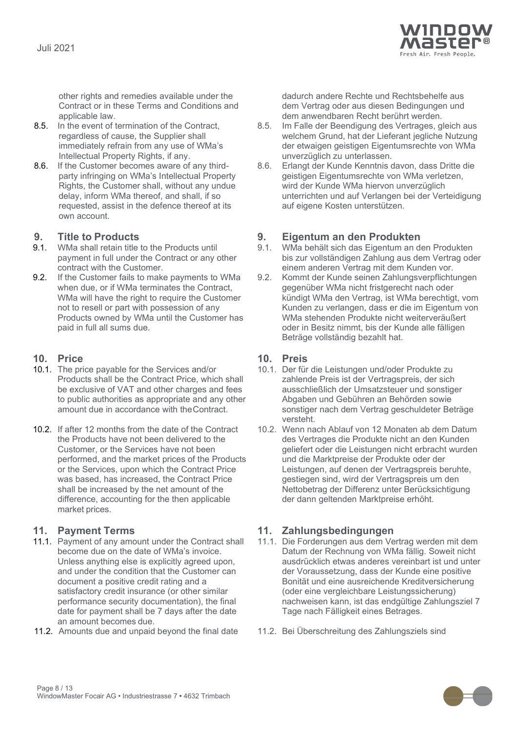other rights and remedies available under the Contract or in these Terms and Conditions and applicable law.

8.5. In the event of termination of the Contract, regardless of cause, the Supplier shall immediately refrain from any use of WMa's Intellectual Property Rights, if any.

8.6. If the Customer becomes aware of any third-party infringing on WMa's Intellectual Property Rights, the Customer shall, without any undue delay, inform WMa thereof, and shall, if so requested, assist in the defence thereof at its own account.

## 9. Title to Products

9.1. WMa shall retain title to the Products until payment in full under the Contract or any other contract with the Customer.

9.2. If the Customer fails to make payments to WMa when due, or if WMa terminates the Contract, WMa will have the right to require the Customer not to resell or part with possession of any Products owned by WMa until the Customer has paid in full all sums due.

## 10. Price

10.1. The price payable for the Services and/or Products shall be the Contract Price, which shall be exclusive of VAT and other charges and fees to public authorities as appropriate and any other amount due in accordance with the Contract.

10.2. If after 12 months from the date of the Contract the Products have not been delivered to the Customer, or the Services have not been performed, and the market prices of the Products or the Services, upon which the Contract Price was based, has increased, the Contract Price shall be increased by the net amount of the difference, accounting for the then applicable market prices.

## 11. Payment Terms

11.1. Payment of any amount under the Contract shall become due on the date of WMa's invoice. Unless anything else is explicitly agreed upon, and under the condition that the Customer can document a positive credit rating and a satisfactory credit insurance (or other similar performance security documentation), the final date for payment shall be 7 days after the date an amount becomes due.

11.2. Amounts due and unpaid beyond the final date

---

dadurch andere Rechte und Rechtsbehelfe aus dem Vertrag oder aus diesen Bedingungen und dem anwendbaren Recht berührt werden.

8.5. Im Falle der Beendigung des Vertrages, gleich aus welchem Grund, hat der Lieferant jegliche Nutzung der etwaigen geistigen Eigentumsrechte von WMa unverzüglich zu unterlassen.

8.6. Erlangt der Kunde Kenntnis davon, dass Dritte die geistigen Eigentumsrechte von WMa verletzen, wird der Kunde WMa hiervon unverzüglich unterrichten und auf Verlangen bei der Verteidigung auf eigene Kosten unterstützen.

## 9. Eigentum an den Produkten

9.1. WMa behält sich das Eigentum an den Produkten bis zur vollständigen Zahlung aus dem Vertrag oder einem anderen Vertrag mit dem Kunden vor.

9.2. Kommt der Kunde seinen Zahlungsverpflichtungen gegenüber WMa nicht fristgerecht nach oder kündigt WMa den Vertrag, ist WMa berechtigt, vom Kunden zu verlangen, dass er die im Eigentum von WMa stehenden Produkte nicht weiterveräußert oder in Besitz nimmt, bis der Kunde alle fälligen Beträge vollständig bezahlt hat.

## 10. Preis

10.1. Der für die Leistungen und/oder Produkte zu zahlende Preis ist der Vertragspreis, der sich ausschließlich der Umsatzsteuer und sonstiger Abgaben und Gebühren an Behörden sowie sonstiger nach dem Vertrag geschuldeter Beträge versteht.

10.2. Wenn nach Ablauf von 12 Monaten ab dem Datum des Vertrages die Produkte nicht an den Kunden geliefert oder die Leistungen nicht erbracht wurden und die Marktpreise der Produkte oder der Leistungen, auf denen der Vertragspreis beruhte, gestiegen sind, wird der Vertragspreis um den Nettobetrag der Differenz unter Berücksichtigung der dann geltenden Marktpreise erhöht.

## 11. Zahlungsbedingungen

11.1. Die Forderungen aus dem Vertrag werden mit dem Datum der Rechnung von WMa fällig. Soweit nicht ausdrücklich etwas anderes vereinbart ist und unter der Voraussetzung, dass der Kunde eine positive Bonität und eine ausreichende Kreditversicherung (oder eine vergleichbare Leistungssicherung) nachweisen kann, ist das endgültige Zahlungsziel 7 Tage nach Fälligkeit eines Betrages.

11.2. Bei Überschreitung des Zahlungsziels sind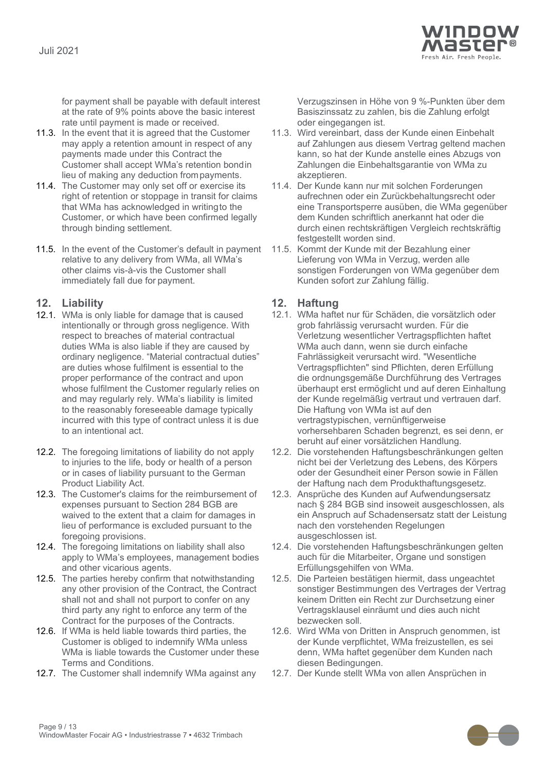for payment shall be payable with default interest at the rate of 9% points above the basic interest rate until payment is made or received.

11.3. In the event that it is agreed that the Customer may apply a retention amount in respect of any payments made under this Contract the Customer shall accept WMa's retention bond in lieu of making any deduction from payments.

11.4. The Customer may only set off or exercise its right of retention or stoppage in transit for claims that WMa has acknowledged in writing to the Customer, or which have been confirmed legally through binding settlement.

11.5. In the event of the Customer's default in payment relative to any delivery from WMa, all WMa's other claims vis-à-vis the Customer shall immediately fall due for payment.

## 12. Liability

12.1. WMa is only liable for damage that is caused intentionally or through gross negligence. With respect to breaches of material contractual duties WMa is also liable if they are caused by ordinary negligence. "Material contractual duties" are duties whose fulfilment is essential to the proper performance of the contract and upon whose fulfilment the Customer regularly relies on and may regularly rely. WMa's liability is limited to the reasonably foreseeable damage typically incurred with this type of contract unless it is due to an intentional act.

12.2. The foregoing limitations of liability do not apply to injuries to the life, body or health of a person or in cases of liability pursuant to the German Product Liability Act.

12.3. The Customer's claims for the reimbursement of expenses pursuant to Section 284 BGB are waived to the extent that a claim for damages in lieu of performance is excluded pursuant to the foregoing provisions.

12.4. The foregoing limitations on liability shall also apply to WMa's employees, management bodies and other vicarious agents.

12.5. The parties hereby confirm that notwithstanding any other provision of the Contract, the Contract shall not and shall not purport to confer on any third party any right to enforce any term of the Contract for the purposes of the Contracts.

12.6. If WMa is held liable towards third parties, the Customer is obliged to indemnify WMa unless WMa is liable towards the Customer under these Terms and Conditions.

12.7. The Customer shall indemnify WMa against any

Verzugszinsen in Höhe von 9 %-Punkten über dem Basiszinssatz zu zahlen, bis die Zahlung erfolgt oder eingegangen ist.

11.3. Wird vereinbart, dass der Kunde einen Einbehalt auf Zahlungen aus diesem Vertrag geltend machen kann, so hat der Kunde anstelle eines Abzugs von Zahlungen die Einbehaltsgarantie von WMa zu akzeptieren.

11.4. Der Kunde kann nur mit solchen Forderungen aufrechnen oder ein Zurückbehaltungsrecht oder eine Transportsperre ausüben, die WMa gegenüber dem Kunden schriftlich anerkannt hat oder die durch einen rechtskräftigen Vergleich rechtskräftig festgestellt worden sind.

11.5. Kommt der Kunde mit der Bezahlung einer Lieferung von WMa in Verzug, werden alle sonstigen Forderungen von WMa gegenüber dem Kunden sofort zur Zahlung fällig.

## 12. Haftung

12.1. WMa haftet nur für Schäden, die vorsätzlich oder grob fahrlässig verursacht wurden. Für die Verletzung wesentlicher Vertragspflichten haftet WMa auch dann, wenn sie durch einfache Fahrlässigkeit verursacht wird. "Wesentliche Vertragspflichten" sind Pflichten, deren Erfüllung die ordnungsgemäße Durchführung des Vertrages überhaupt erst ermöglicht und auf deren Einhaltung der Kunde regelmäßig vertraut und vertrauen darf. Die Haftung von WMa ist auf den vertragstypischen, vernünftigerweise vorhersehbaren Schaden begrenzt, es sei denn, er beruht auf einer vorsätzlichen Handlung.

12.2. Die vorstehenden Haftungsbeschränkungen gelten nicht bei der Verletzung des Lebens, des Körpers oder der Gesundheit einer Person sowie in Fällen der Haftung nach dem Produkthaftungsgesetz.

12.3. Ansprüche des Kunden auf Aufwendungsersatz nach § 284 BGB sind insoweit ausgeschlossen, als ein Anspruch auf Schadensersatz statt der Leistung nach den vorstehenden Regelungen ausgeschlossen ist.

12.4. Die vorstehenden Haftungsbeschränkungen gelten auch für die Mitarbeiter, Organe und sonstigen Erfüllungsgehilfen von WMa.

12.5. Die Parteien bestätigen hiermit, dass ungeachtet sonstiger Bestimmungen des Vertrages der Vertrag keinem Dritten ein Recht zur Durchsetzung einer Vertragsklausel einräumt und dies auch nicht bezwecken soll.

12.6. Wird WMa von Dritten in Anspruch genommen, ist der Kunde verpflichtet, WMa freizustellen, es sei denn, WMa haftet gegenüber dem Kunden nach diesen Bedingungen.

12.7. Der Kunde stellt WMa von allen Ansprüchen in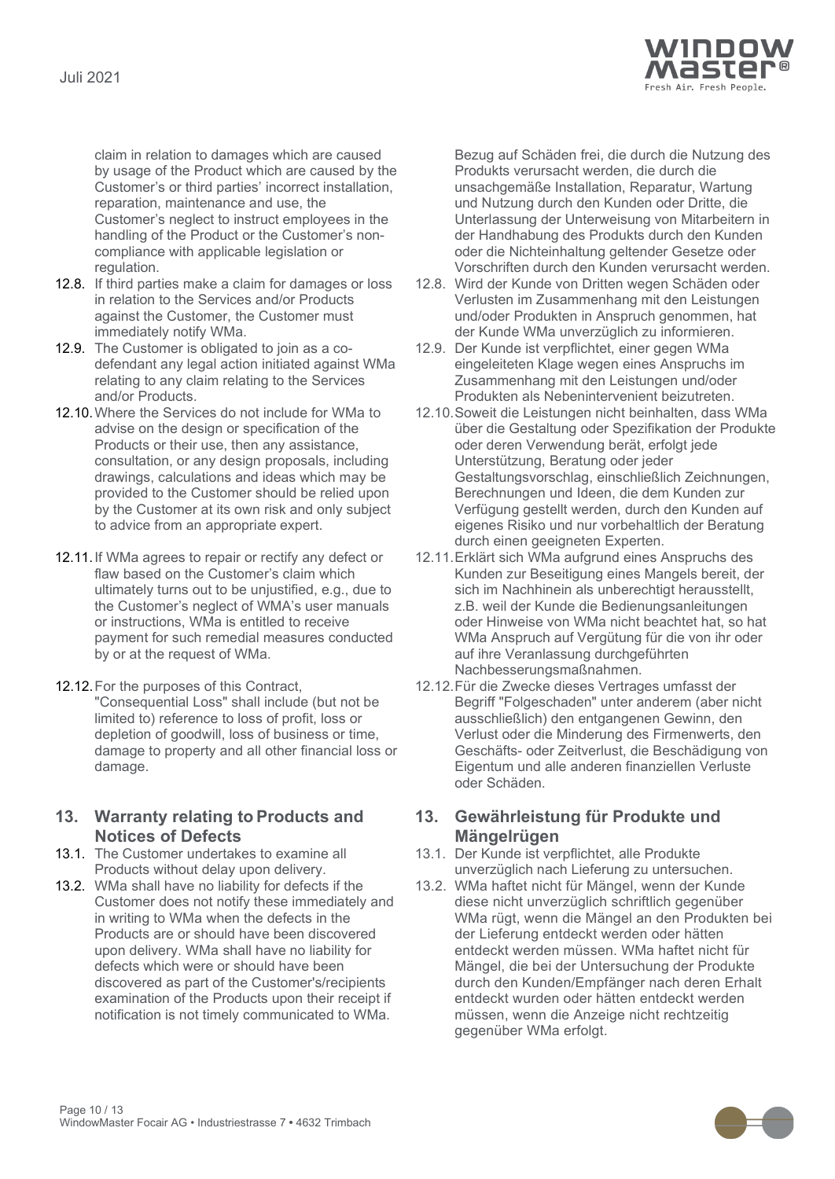claim in relation to damages which are caused by usage of the Product which are caused by the Customer's or third parties' incorrect installation, reparation, maintenance and use, the Customer's neglect to instruct employees in the handling of the Product or the Customer's non-compliance with applicable legislation or regulation.

12.8. If third parties make a claim for damages or loss in relation to the Services and/or Products against the Customer, the Customer must immediately notify WMa.

12.9. The Customer is obligated to join as a co-defendant any legal action initiated against WMa relating to any claim relating to the Services and/or Products.

12.10. Where the Services do not include for WMa to advise on the design or specification of the Products or their use, then any assistance, consultation, or any design proposals, including drawings, calculations and ideas which may be provided to the Customer should be relied upon by the Customer at its own risk and only subject to advice from an appropriate expert.

12.11. If WMa agrees to repair or rectify any defect or flaw based on the Customer's claim which ultimately turns out to be unjustified, e.g., due to the Customer's neglect of WMA's user manuals or instructions, WMa is entitled to receive payment for such remedial measures conducted by or at the request of WMa.

12.12. For the purposes of this Contract, "Consequential Loss" shall include (but not be limited to) reference to loss of profit, loss or depletion of goodwill, loss of business or time, damage to property and all other financial loss or damage.

## 13. Warranty relating to Products and Notices of Defects

13.1. The Customer undertakes to examine all Products without delay upon delivery.

13.2. WMa shall have no liability for defects if the Customer does not notify these immediately and in writing to WMa when the defects in the Products are or should have been discovered upon delivery. WMa shall have no liability for defects which were or should have been discovered as part of the Customer's/recipients examination of the Products upon their receipt if notification is not timely communicated to WMa.

Bezug auf Schäden frei, die durch die Nutzung des Produkts verursacht werden, die durch die unsachgemäße Installation, Reparatur, Wartung und Nutzung durch den Kunden oder Dritte, die Unterlassung der Unterweisung von Mitarbeitern in der Handhabung des Produkts durch den Kunden oder die Nichteinhaltung geltender Gesetze oder Vorschriften durch den Kunden verursacht werden.

12.8. Wird der Kunde von Dritten wegen Schäden oder Verlusten im Zusammenhang mit den Leistungen und/oder Produkten in Anspruch genommen, hat der Kunde WMa unverzüglich zu informieren.

12.9. Der Kunde ist verpflichtet, einer gegen WMa eingeleiteten Klage wegen eines Anspruchs im Zusammenhang mit den Leistungen und/oder Produkten als Nebenintervenient beizutreten.

12.10. Soweit die Leistungen nicht beinhalten, dass WMa über die Gestaltung oder Spezifikation der Produkte oder deren Verwendung berät, erfolgt jede Unterstützung, Beratung oder jeder Gestaltungsvorschlag, einschließlich Zeichnungen, Berechnungen und Ideen, die dem Kunden zur Verfügung gestellt werden, durch den Kunden auf eigenes Risiko und nur vorbehaltlich der Beratung durch einen geeigneten Experten.

12.11. Erklärt sich WMa aufgrund eines Anspruchs des Kunden zur Beseitigung eines Mangels bereit, der sich im Nachhinein als unberechtigt herausstellt, z.B. weil der Kunde die Bedienungsanleitungen oder Hinweise von WMa nicht beachtet hat, so hat WMa Anspruch auf Vergütung für die von ihr oder auf ihre Veranlassung durchgeführten Nachbesserungsmaßnahmen.

12.12. Für die Zwecke dieses Vertrages umfasst der Begriff "Folgeschaden" unter anderem (aber nicht ausschließlich) den entgangenen Gewinn, den Verlust oder die Minderung des Firmenwerts, den Geschäfts- oder Zeitverlust, die Beschädigung von Eigentum und alle anderen finanziellen Verluste oder Schäden.

## 13. Gewährleistung für Produkte und Mängelrügen

13.1. Der Kunde ist verpflichtet, alle Produkte unverzüglich nach Lieferung zu untersuchen.

13.2. WMa haftet nicht für Mängel, wenn der Kunde diese nicht unverzüglich schriftlich gegenüber WMa rügt, wenn die Mängel an den Produkten bei der Lieferung entdeckt werden oder hätten entdeckt werden müssen. WMa haftet nicht für Mängel, die bei der Untersuchung der Produkte durch den Kunden/Empfänger nach deren Erhalt entdeckt wurden oder hätten entdeckt werden müssen, wenn die Anzeige nicht rechtzeitig gegenüber WMa erfolgt.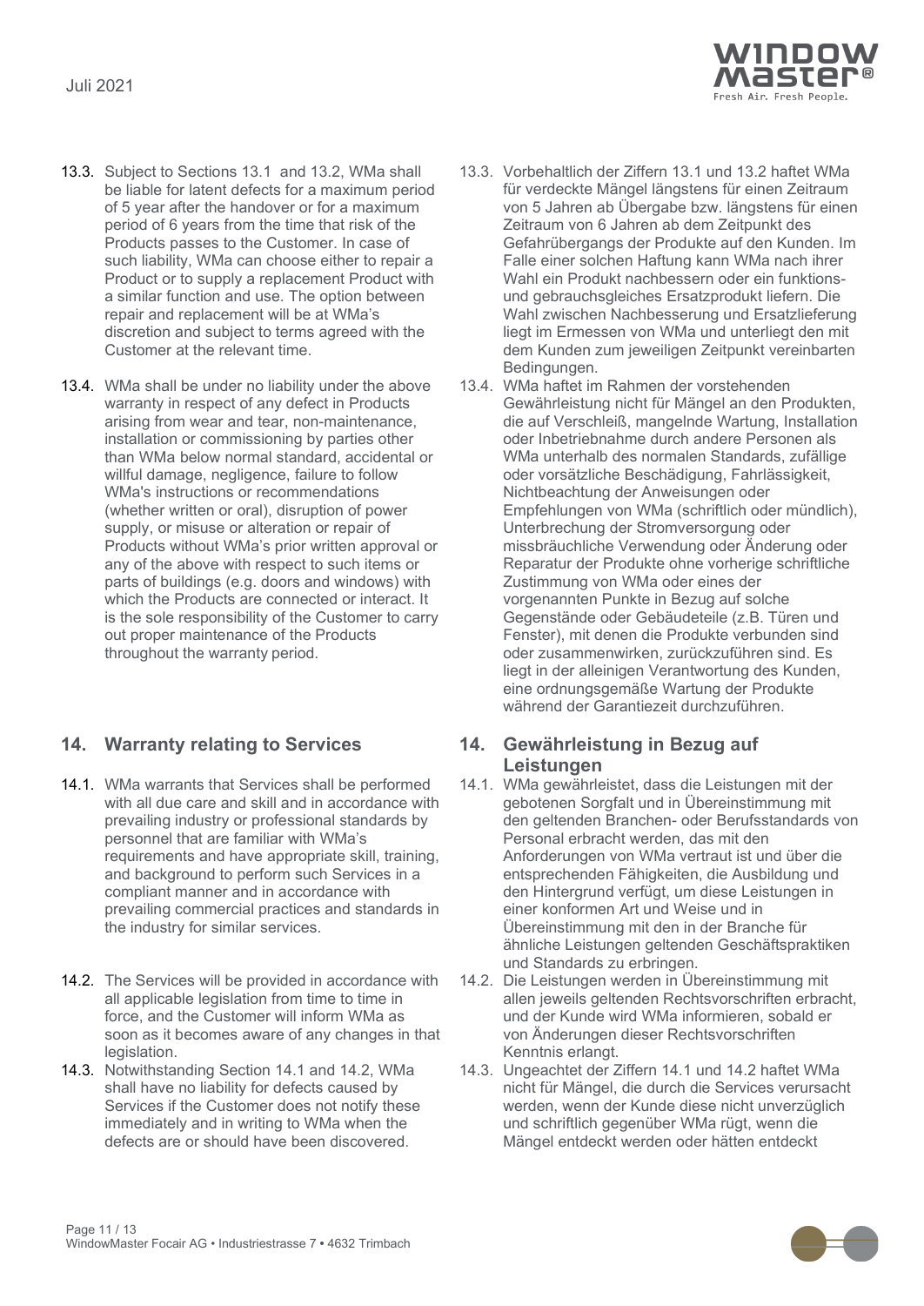13.3. Subject to Sections 13.1 and 13.2, WMa shall be liable for latent defects for a maximum period of 5 year after the handover or for a maximum period of 6 years from the time that risk of the Products passes to the Customer. In case of such liability, WMa can choose either to repair a Product or to supply a replacement Product with a similar function and use. The option between repair and replacement will be at WMa's discretion and subject to terms agreed with the Customer at the relevant time.

13.4. WMa shall be under no liability under the above warranty in respect of any defect in Products arising from wear and tear, non-maintenance, installation or commissioning by parties other than WMa below normal standard, accidental or willful damage, negligence, failure to follow WMa's instructions or recommendations (whether written or oral), disruption of power supply, or misuse or alteration or repair of Products without WMa's prior written approval or any of the above with respect to such items or parts of buildings (e.g. doors and windows) with which the Products are connected or interact. It is the sole responsibility of the Customer to carry out proper maintenance of the Products throughout the warranty period.

## 14. Warranty relating to Services

14.1. WMa warrants that Services shall be performed with all due care and skill and in accordance with prevailing industry or professional standards by personnel that are familiar with WMa's requirements and have appropriate skill, training, and background to perform such Services in a compliant manner and in accordance with prevailing commercial practices and standards in the industry for similar services.

14.2. The Services will be provided in accordance with all applicable legislation from time to time in force, and the Customer will inform WMa as soon as it becomes aware of any changes in that legislation.

14.3. Notwithstanding Section 14.1 and 14.2, WMa shall have no liability for defects caused by Services if the Customer does not notify these immediately and in writing to WMa when the defects are or should have been discovered.

13.3. Vorbehaltlich der Ziffern 13.1 und 13.2 haftet WMa für verdeckte Mängel längstens für einen Zeitraum von 5 Jahren ab Übergabe bzw. längstens für einen Zeitraum von 6 Jahren ab dem Zeitpunkt des Gefahrübergangs der Produkte auf den Kunden. Im Falle einer solchen Haftung kann WMa nach ihrer Wahl ein Produkt nachbessern oder ein funktions- und gebrauchsgleiches Ersatzprodukt liefern. Die Wahl zwischen Nachbesserung und Ersatzlieferung liegt im Ermessen von WMa und unterliegt den mit dem Kunden zum jeweiligen Zeitpunkt vereinbarten Bedingungen.

13.4. WMa haftet im Rahmen der vorstehenden Gewährleistung nicht für Mängel an den Produkten, die auf Verschleiß, mangelnde Wartung, Installation oder Inbetriebnahme durch andere Personen als WMa unterhalb des normalen Standards, zufällige oder vorsätzliche Beschädigung, Fahrlässigkeit, Nichtbeachtung der Anweisungen oder Empfehlungen von WMa (schriftlich oder mündlich), Unterbrechung der Stromversorgung oder missbräuchliche Verwendung oder Änderung oder Reparatur der Produkte ohne vorherige schriftliche Zustimmung von WMa oder eines der vorgenannten Punkte in Bezug auf solche Gegenstände oder Gebäudeteile (z.B. Türen und Fenster), mit denen die Produkte verbunden sind oder zusammenwirken, zurückzuführen sind. Es liegt in der alleinigen Verantwortung des Kunden, eine ordnungsgemäße Wartung der Produkte während der Garantiezeit durchzuführen.

## 14. Gewährleistung in Bezug auf Leistungen

14.1. WMa gewährleistet, dass die Leistungen mit der gebotenen Sorgfalt und in Übereinstimmung mit den geltenden Branchen- oder Berufsstandards von Personal erbracht werden, das mit den Anforderungen von WMa vertraut ist und über die entsprechenden Fähigkeiten, die Ausbildung und den Hintergrund verfügt, um diese Leistungen in einer konformen Art und Weise und in Übereinstimmung mit den in der Branche für ähnliche Leistungen geltenden Geschäftspraktiken und Standards zu erbringen.

14.2. Die Leistungen werden in Übereinstimmung mit allen jeweils geltenden Rechtsvorschriften erbracht, und der Kunde wird WMa informieren, sobald er von Änderungen dieser Rechtsvorschriften Kenntnis erlangt.

14.3. Ungeachtet der Ziffern 14.1 und 14.2 haftet WMa nicht für Mängel, die durch die Services verursacht werden, wenn der Kunde diese nicht unverzüglich und schriftlich gegenüber WMa rügt, wenn die Mängel entdeckt werden oder hätten entdeckt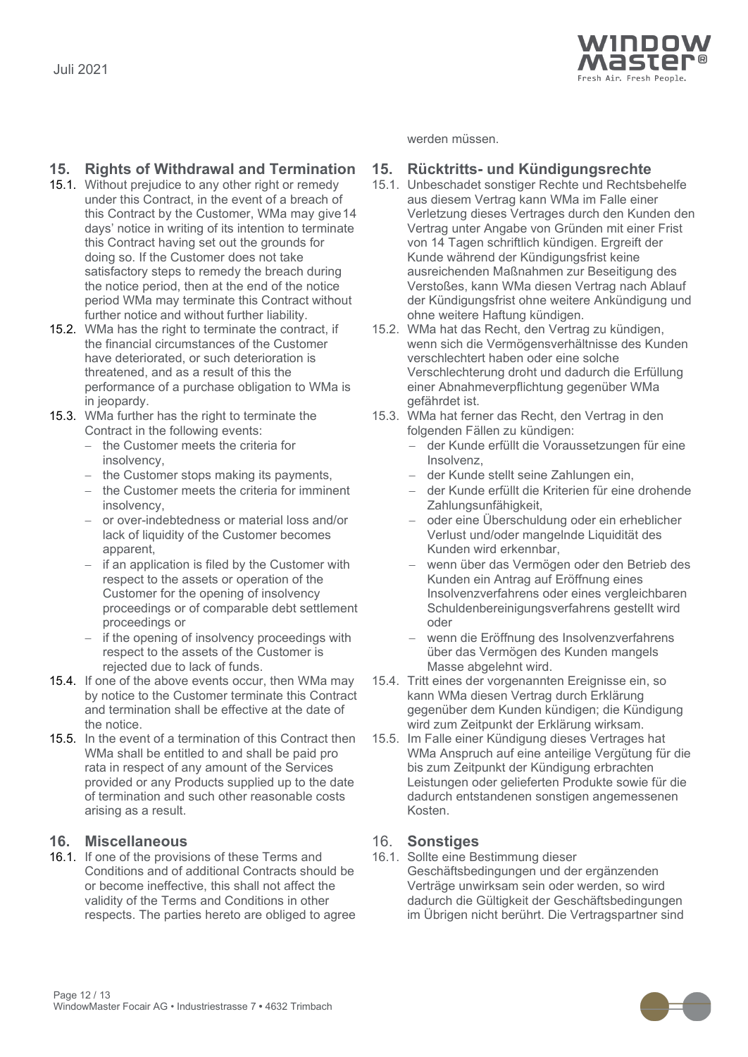werden müssen.

## 15. Rights of Withdrawal and Termination

15.1. Without prejudice to any other right or remedy under this Contract, in the event of a breach of this Contract by the Customer, WMa may give 14 days' notice in writing of its intention to terminate this Contract having set out the grounds for doing so. If the Customer does not take satisfactory steps to remedy the breach during the notice period, then at the end of the notice period WMa may terminate this Contract without further notice and without further liability.

15.2. WMa has the right to terminate the contract, if the financial circumstances of the Customer have deteriorated, or such deterioration is threatened, and as a result of this the performance of a purchase obligation to WMa is in jeopardy.

15.3. WMa further has the right to terminate the Contract in the following events:

- the Customer meets the criteria for insolvency,
- the Customer stops making its payments,
- the Customer meets the criteria for imminent insolvency,
- or over-indebtedness or material loss and/or lack of liquidity of the Customer becomes apparent,
- if an application is filed by the Customer with respect to the assets or operation of the Customer for the opening of insolvency proceedings or of comparable debt settlement proceedings or
- if the opening of insolvency proceedings with respect to the assets of the Customer is rejected due to lack of funds.

15.4. If one of the above events occur, then WMa may by notice to the Customer terminate this Contract and termination shall be effective at the date of the notice.

15.5. In the event of a termination of this Contract then WMa shall be entitled to and shall be paid pro rata in respect of any amount of the Services provided or any Products supplied up to the date of termination and such other reasonable costs arising as a result.

## 16. Miscellaneous

16.1. If one of the provisions of these Terms and Conditions and of additional Contracts should be or become ineffective, this shall not affect the validity of the Terms and Conditions in other respects. The parties hereto are obliged to agree

## 15. Rücktritts- und Kündigungsrechte

15.1. Unbeschadet sonstiger Rechte und Rechtsbehelfe aus diesem Vertrag kann WMa im Falle einer Verletzung dieses Vertrages durch den Kunden den Vertrag unter Angabe von Gründen mit einer Frist von 14 Tagen schriftlich kündigen. Ergreift der Kunde während der Kündigungsfrist keine ausreichenden Maßnahmen zur Beseitigung des Verstoßes, kann WMa diesen Vertrag nach Ablauf der Kündigungsfrist ohne weitere Ankündigung und ohne weitere Haftung kündigen.

15.2. WMa hat das Recht, den Vertrag zu kündigen, wenn sich die Vermögensverhältnisse des Kunden verschlechtert haben oder eine solche Verschlechterung droht und dadurch die Erfüllung einer Abnahmeverpflichtung gegenüber WMa gefährdet ist.

15.3. WMa hat ferner das Recht, den Vertrag in den folgenden Fällen zu kündigen:

- der Kunde erfüllt die Voraussetzungen für eine Insolvenz,
- der Kunde stellt seine Zahlungen ein,
- der Kunde erfüllt die Kriterien für eine drohende Zahlungsunfähigkeit,
- oder eine Überschuldung oder ein erheblicher Verlust und/oder mangelnde Liquidität des Kunden wird erkennbar,
- wenn über das Vermögen oder den Betrieb des Kunden ein Antrag auf Eröffnung eines Insolvenzverfahrens oder eines vergleichbaren Schuldenbereinigungsverfahrens gestellt wird oder
- wenn die Eröffnung des Insolvenzverfahrens über das Vermögen des Kunden mangels Masse abgelehnt wird.

15.4. Tritt eines der vorgenannten Ereignisse ein, so kann WMa diesen Vertrag durch Erklärung gegenüber dem Kunden kündigen; die Kündigung wird zum Zeitpunkt der Erklärung wirksam.

15.5. Im Falle einer Kündigung dieses Vertrages hat WMa Anspruch auf eine anteilige Vergütung für die bis zum Zeitpunkt der Kündigung erbrachten Leistungen oder gelieferten Produkte sowie für die dadurch entstandenen sonstigen angemessenen Kosten.

## 16. Sonstiges

16.1. Sollte eine Bestimmung dieser Geschäftsbedingungen und der ergänzenden Verträge unwirksam sein oder werden, so wird dadurch die Gültigkeit der Geschäftsbedingungen im Übrigen nicht berührt. Die Vertragspartner sind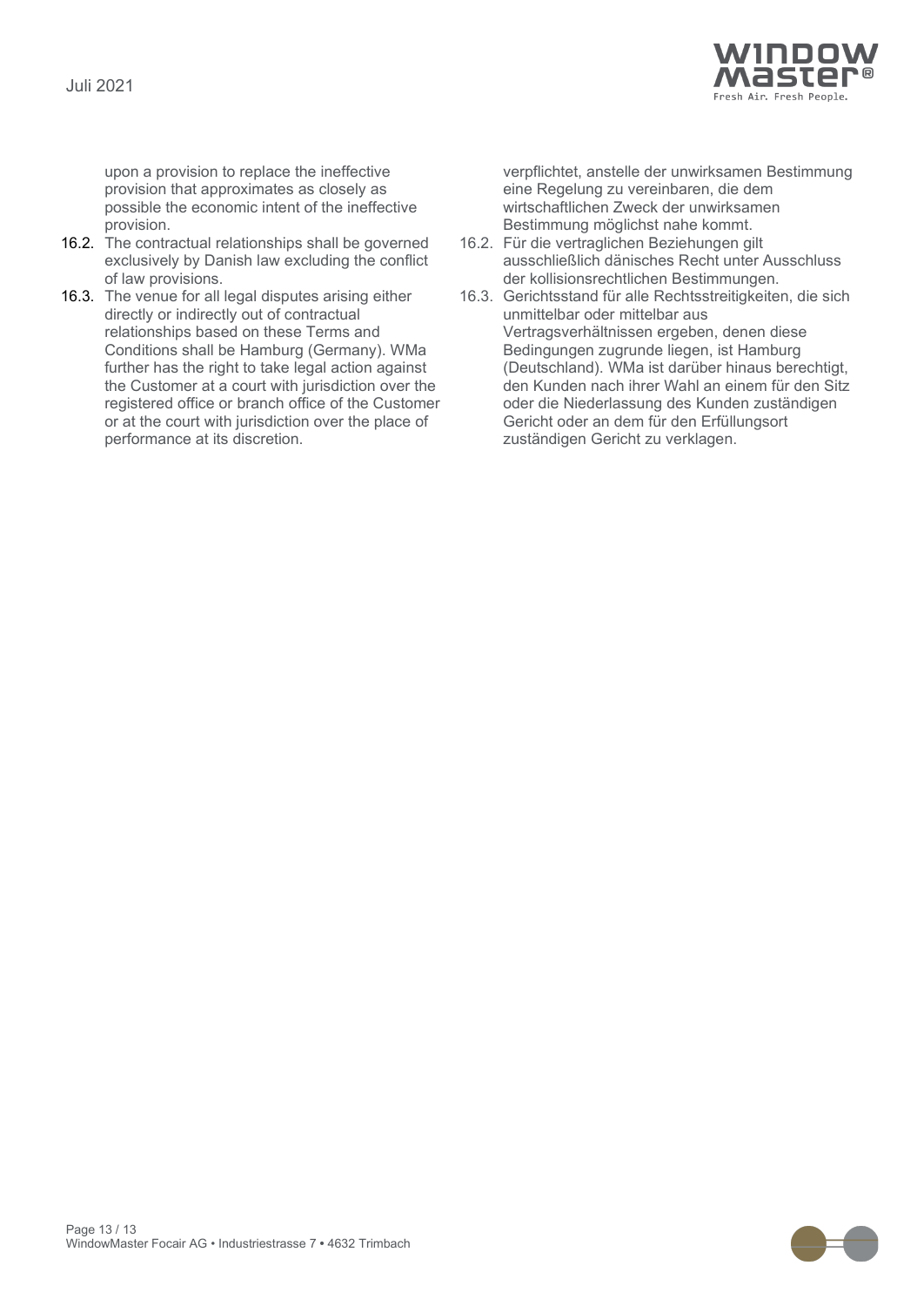upon a provision to replace the ineffective provision that approximates as closely as possible the economic intent of the ineffective provision.

16.2. The contractual relationships shall be governed exclusively by Danish law excluding the conflict of law provisions.

16.3. The venue for all legal disputes arising either directly or indirectly out of contractual relationships based on these Terms and Conditions shall be Hamburg (Germany). WMa further has the right to take legal action against the Customer at a court with jurisdiction over the registered office or branch office of the Customer or at the court with jurisdiction over the place of performance at its discretion.

verpflichtet, anstelle der unwirksamen Bestimmung eine Regelung zu vereinbaren, die dem wirtschaftlichen Zweck der unwirksamen Bestimmung möglichst nahe kommt.

16.2. Für die vertraglichen Beziehungen gilt ausschließlich dänisches Recht unter Ausschluss der kollisionsrechtlichen Bestimmungen.

16.3. Gerichtsstand für alle Rechtsstreitigkeiten, die sich unmittelbar oder mittelbar aus Vertragsverhältnissen ergeben, denen diese Bedingungen zugrunde liegen, ist Hamburg (Deutschland). WMa ist darüber hinaus berechtigt, den Kunden nach ihrer Wahl an einem für den Sitz oder die Niederlassung des Kunden zuständigen Gericht oder an dem für den Erfüllungsort zuständigen Gericht zu verklagen.